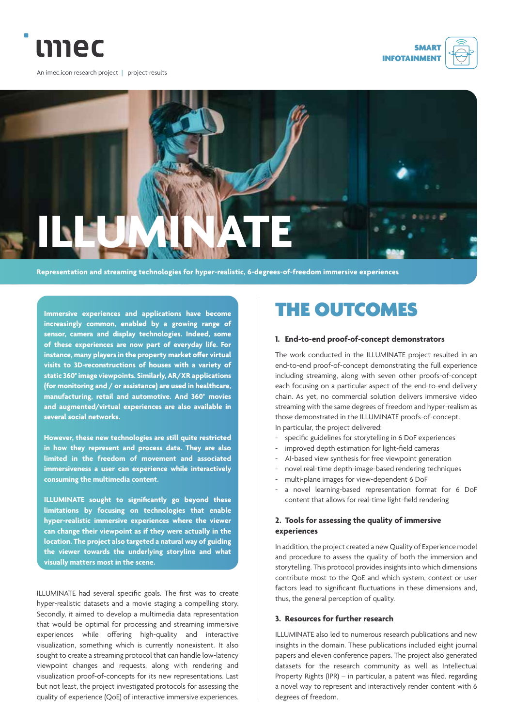imec

An imec.icon research project | project results

SMART INFOTAINMENT

# ILLUMINATE

**Representation and streaming technologies for hyper-realistic, 6-degrees-of-freedom immersive experiences**

**Immersive experiences and applications have become increasingly common, enabled by a growing range of sensor, camera and display technologies. Indeed, some of these experiences are now part of everyday life. For instance, many players in the property market offer virtual visits to 3D-reconstructions of houses with a variety of static 360° image viewpoints. Similarly, AR/XR applications (for monitoring and / or assistance) are used in healthcare, manufacturing, retail and automotive. And 360° movies and augmented/virtual experiences are also available in several social networks.**

**However, these new technologies are still quite restricted in how they represent and process data. They are also limited in the freedom of movement and associated immersiveness a user can experience while interactively consuming the multimedia content.**

**ILLUMINATE sought to significantly go beyond these limitations by focusing on technologies that enable hyper-realistic immersive experiences where the viewer can change their viewpoint as if they were actually in the location. The project also targeted a natural way of guiding the viewer towards the underlying storyline and what visually matters most in the scene.**

ILLUMINATE had several specific goals. The first was to create hyper-realistic datasets and a movie staging a compelling story. Secondly, it aimed to develop a multimedia data representation that would be optimal for processing and streaming immersive experiences while offering high-quality and interactive visualization, something which is currently nonexistent. It also sought to create a streaming protocol that can handle low-latency viewpoint changes and requests, along with rendering and visualization proof-of-concepts for its new representations. Last but not least, the project investigated protocols for assessing the quality of experience (QoE) of interactive immersive experiences.

## THE OUTCOMES

### 1. End-to-end proof-of-concept demonstrators

The work conducted in the ILLUMINATE project resulted in an end-to-end proof-of-concept demonstrating the full experience including streaming, along with seven other proofs-of-concept each focusing on a particular aspect of the end-to-end delivery chain. As yet, no commercial solution delivers immersive video streaming with the same degrees of freedom and hyper-realism as those demonstrated in the ILLUMINATE proofs-of-concept.
In particular, the project delivered:

- specific guidelines for storytelling in 6 DoF experiences
- improved depth estimation for light-field cameras
- AI-based view synthesis for free viewpoint generation
- novel real-time depth-image-based rendering techniques
- multi-plane images for view-dependent 6 DoF
- a novel learning-based representation format for 6 DoF content that allows for real-time light-field rendering

### 2. Tools for assessing the quality of immersive experiences

In addition, the project created a new Quality of Experience model and procedure to assess the quality of both the immersion and storytelling. This protocol provides insights into which dimensions contribute most to the QoE and which system, context or user factors lead to significant fluctuations in these dimensions and, thus, the general perception of quality.

### 3. Resources for further research

ILLUMINATE also led to numerous research publications and new insights in the domain. These publications included eight journal papers and eleven conference papers. The project also generated datasets for the research community as well as Intellectual Property Rights (IPR) – in particular, a patent was filed. regarding a novel way to represent and interactively render content with 6 degrees of freedom.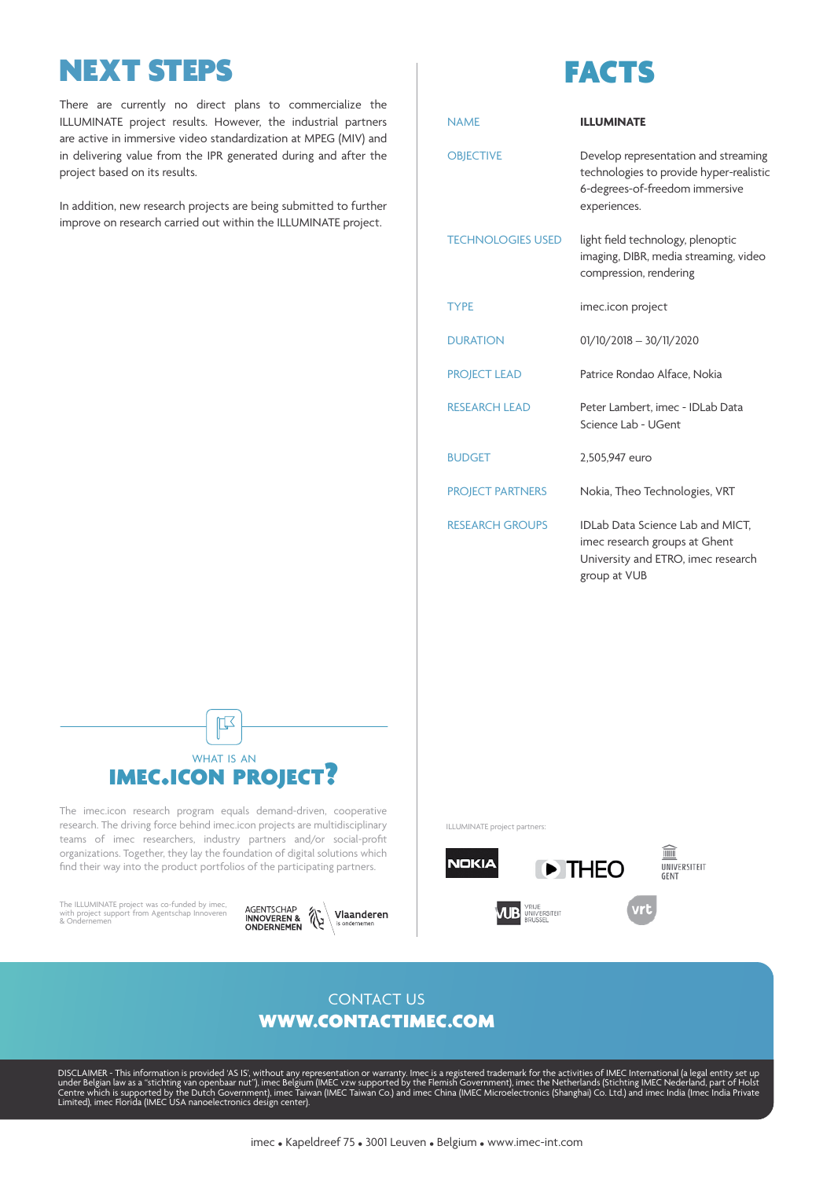# NEXT STEPS

There are currently no direct plans to commercialize the ILLUMINATE project results. However, the industrial partners are active in immersive video standardization at MPEG (MIV) and in delivering value from the IPR generated during and after the project based on its results.

In addition, new research projects are being submitted to further improve on research carried out within the ILLUMINATE project.

# FACTS

| | |
|---|---|
| NAME | **ILLUMINATE** |
| OBJECTIVE | Develop representation and streaming technologies to provide hyper-realistic 6-degrees-of-freedom immersive experiences. |
| TECHNOLOGIES USED | light field technology, plenoptic imaging, DIBR, media streaming, video compression, rendering |
| TYPE | imec.icon project |
| DURATION | 01/10/2018 – 30/11/2020 |
| PROJECT LEAD | Patrice Rondao Alface, Nokia |
| RESEARCH LEAD | Peter Lambert, imec - IDLab Data Science Lab - UGent |
| BUDGET | 2,505,947 euro |
| PROJECT PARTNERS | Nokia, Theo Technologies, VRT |
| RESEARCH GROUPS | IDLab Data Science Lab and MICT, imec research groups at Ghent University and ETRO, imec research group at VUB |

## WHAT IS AN IMEC.ICON PROJECT?

The imec.icon research program equals demand-driven, cooperative research. The driving force behind imec.icon projects are multidisciplinary teams of imec researchers, industry partners and/or social-profit organizations. Together, they lay the foundation of digital solutions which find their way into the product portfolios of the participating partners.

The ILLUMINATE project was co-funded by imec, with project support from Agentschap Innoveren & Ondernemen

AGENTSCHAP INNOVEREN & ONDERNEMEN — Vlaanderen is ondernemen

ILLUMINATE project partners:

NOKIA — THEO — UNIVERSITEIT GENT — VUB VRIJE UNIVERSITEIT BRUSSEL — vrt

CONTACT US
**WWW.CONTACTIMEC.COM**

DISCLAIMER - This information is provided 'AS IS', without any representation or warranty. Imec is a registered trademark for the activities of IMEC International (a legal entity set up under Belgian law as a "stichting van openbaar nut"), imec Belgium (IMEC vzw supported by the Flemish Government), imec the Netherlands (Stichting IMEC Nederland, part of Holst Centre which is supported by the Dutch Government), imec Taiwan (IMEC Taiwan Co.) and imec China (IMEC Microelectronics (Shanghai) Co. Ltd.) and imec India (Imec India Private Limited), imec Florida (IMEC USA nanoelectronics design center).

imec • Kapeldreef 75 • 3001 Leuven • Belgium • www.imec-int.com